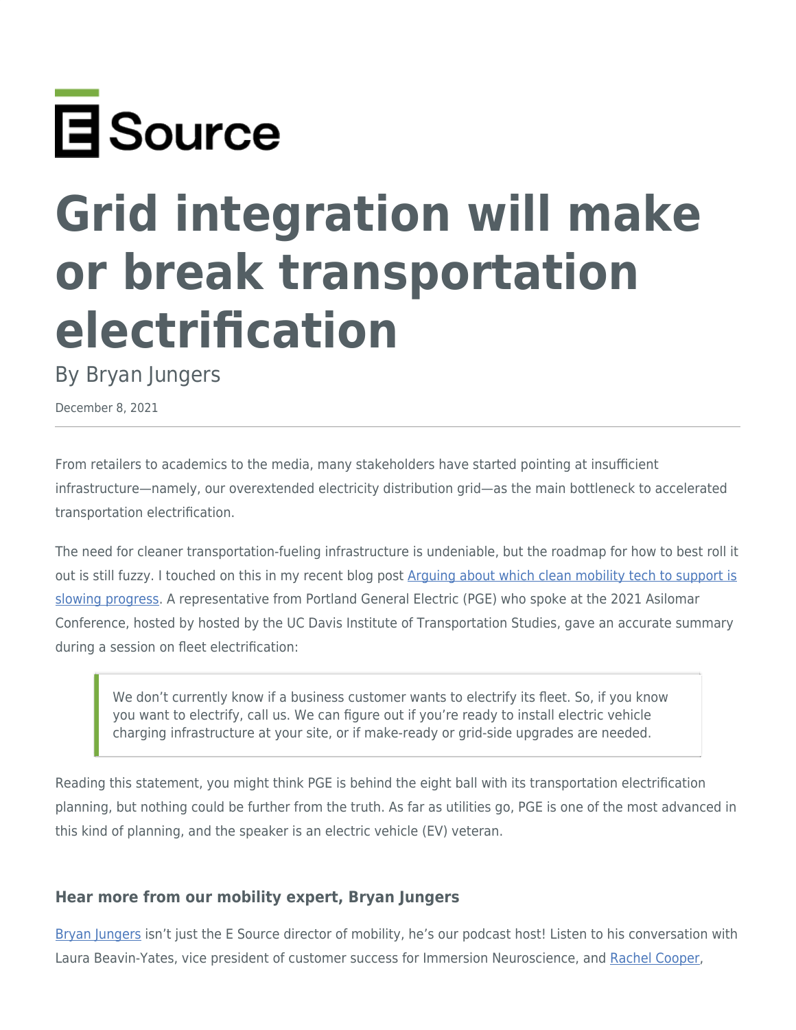E Source

# Grid integration will make or break transportation electrification

By Bryan Jungers

December 8, 2021

---

From retailers to academics to the media, many stakeholders have started pointing at insufficient infrastructure—namely, our overextended electricity distribution grid—as the main bottleneck to accelerated transportation electrification.

The need for cleaner transportation-fueling infrastructure is undeniable, but the roadmap for how to best roll it out is still fuzzy. I touched on this in my recent blog post [Arguing about which clean mobility tech to support is slowing progress](). A representative from Portland General Electric (PGE) who spoke at the 2021 Asilomar Conference, hosted by hosted by the UC Davis Institute of Transportation Studies, gave an accurate summary during a session on fleet electrification:

> We don't currently know if a business customer wants to electrify its fleet. So, if you know you want to electrify, call us. We can figure out if you're ready to install electric vehicle charging infrastructure at your site, or if make-ready or grid-side upgrades are needed.

Reading this statement, you might think PGE is behind the eight ball with its transportation electrification planning, but nothing could be further from the truth. As far as utilities go, PGE is one of the most advanced in this kind of planning, and the speaker is an electric vehicle (EV) veteran.

### Hear more from our mobility expert, Bryan Jungers

[Bryan Jungers]() isn't just the E Source director of mobility, he's our podcast host! Listen to his conversation with Laura Beavin-Yates, vice president of customer success for Immersion Neuroscience, and [Rachel Cooper](),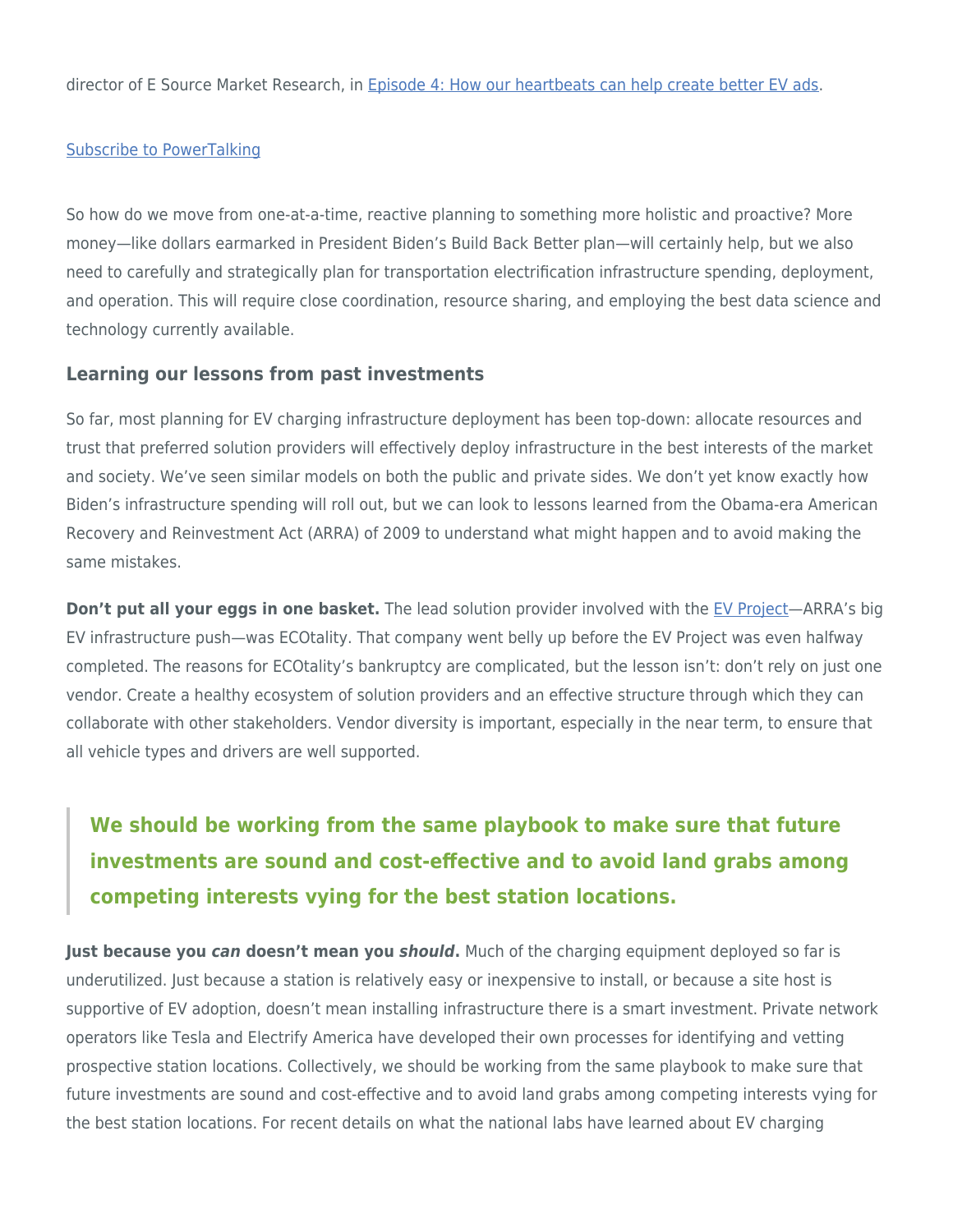director of E Source Market Research, in [Episode 4: How our heartbeats can help create better EV ads](#).

[Subscribe to PowerTalking](#)

So how do we move from one-at-a-time, reactive planning to something more holistic and proactive? More money—like dollars earmarked in President Biden's Build Back Better plan—will certainly help, but we also need to carefully and strategically plan for transportation electrification infrastructure spending, deployment, and operation. This will require close coordination, resource sharing, and employing the best data science and technology currently available.

### Learning our lessons from past investments

So far, most planning for EV charging infrastructure deployment has been top-down: allocate resources and trust that preferred solution providers will effectively deploy infrastructure in the best interests of the market and society. We've seen similar models on both the public and private sides. We don't yet know exactly how Biden's infrastructure spending will roll out, but we can look to lessons learned from the Obama-era American Recovery and Reinvestment Act (ARRA) of 2009 to understand what might happen and to avoid making the same mistakes.

**Don't put all your eggs in one basket.** The lead solution provider involved with the [EV Project](#)—ARRA's big EV infrastructure push—was ECOtality. That company went belly up before the EV Project was even halfway completed. The reasons for ECOtality's bankruptcy are complicated, but the lesson isn't: don't rely on just one vendor. Create a healthy ecosystem of solution providers and an effective structure through which they can collaborate with other stakeholders. Vendor diversity is important, especially in the near term, to ensure that all vehicle types and drivers are well supported.

> **We should be working from the same playbook to make sure that future investments are sound and cost-effective and to avoid land grabs among competing interests vying for the best station locations.**

**Just because you *can* doesn't mean you *should*.** Much of the charging equipment deployed so far is underutilized. Just because a station is relatively easy or inexpensive to install, or because a site host is supportive of EV adoption, doesn't mean installing infrastructure there is a smart investment. Private network operators like Tesla and Electrify America have developed their own processes for identifying and vetting prospective station locations. Collectively, we should be working from the same playbook to make sure that future investments are sound and cost-effective and to avoid land grabs among competing interests vying for the best station locations. For recent details on what the national labs have learned about EV charging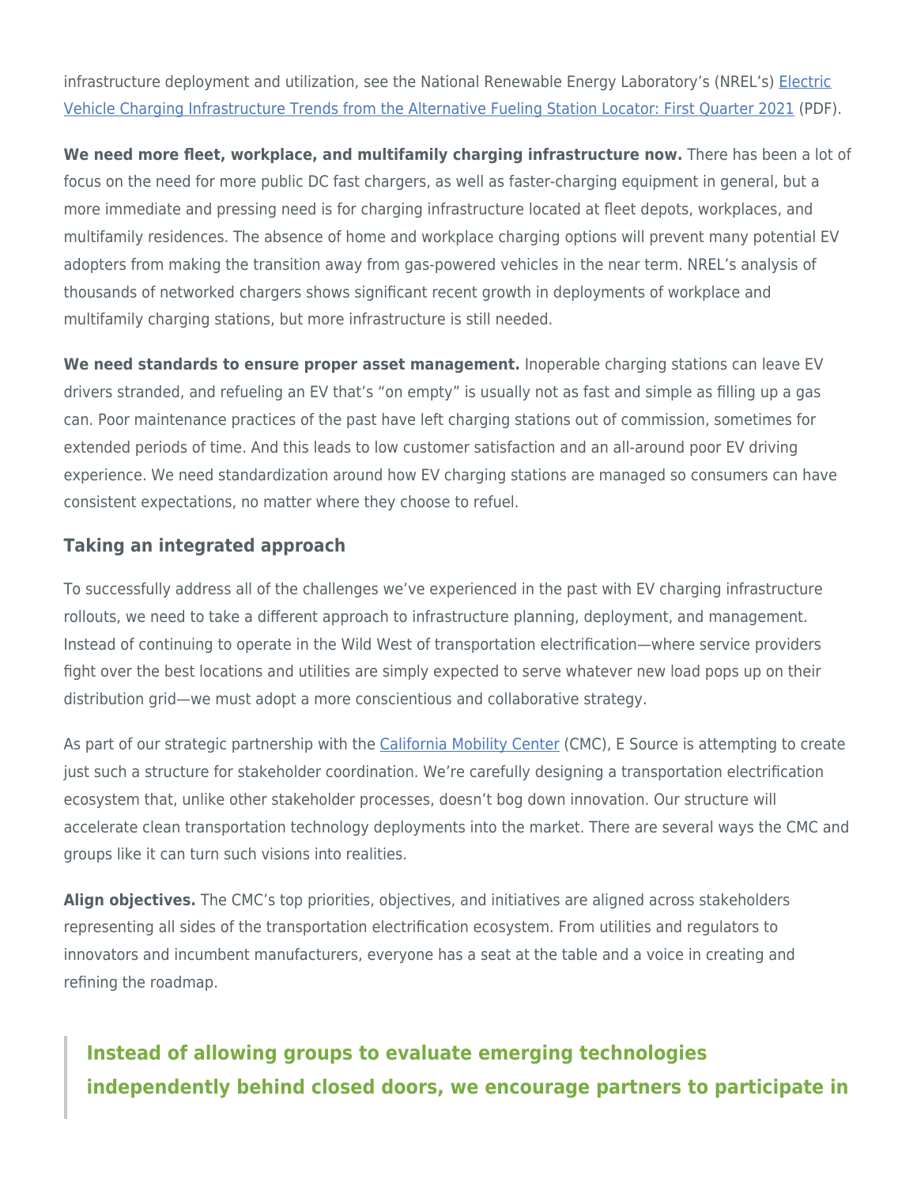infrastructure deployment and utilization, see the National Renewable Energy Laboratory's (NREL's) [Electric Vehicle Charging Infrastructure Trends from the Alternative Fueling Station Locator: First Quarter 2021](#) (PDF).

**We need more fleet, workplace, and multifamily charging infrastructure now.** There has been a lot of focus on the need for more public DC fast chargers, as well as faster-charging equipment in general, but a more immediate and pressing need is for charging infrastructure located at fleet depots, workplaces, and multifamily residences. The absence of home and workplace charging options will prevent many potential EV adopters from making the transition away from gas-powered vehicles in the near term. NREL's analysis of thousands of networked chargers shows significant recent growth in deployments of workplace and multifamily charging stations, but more infrastructure is still needed.

**We need standards to ensure proper asset management.** Inoperable charging stations can leave EV drivers stranded, and refueling an EV that's "on empty" is usually not as fast and simple as filling up a gas can. Poor maintenance practices of the past have left charging stations out of commission, sometimes for extended periods of time. And this leads to low customer satisfaction and an all-around poor EV driving experience. We need standardization around how EV charging stations are managed so consumers can have consistent expectations, no matter where they choose to refuel.

### Taking an integrated approach

To successfully address all of the challenges we've experienced in the past with EV charging infrastructure rollouts, we need to take a different approach to infrastructure planning, deployment, and management. Instead of continuing to operate in the Wild West of transportation electrification—where service providers fight over the best locations and utilities are simply expected to serve whatever new load pops up on their distribution grid—we must adopt a more conscientious and collaborative strategy.

As part of our strategic partnership with the [California Mobility Center](#) (CMC), E Source is attempting to create just such a structure for stakeholder coordination. We're carefully designing a transportation electrification ecosystem that, unlike other stakeholder processes, doesn't bog down innovation. Our structure will accelerate clean transportation technology deployments into the market. There are several ways the CMC and groups like it can turn such visions into realities.

**Align objectives.** The CMC's top priorities, objectives, and initiatives are aligned across stakeholders representing all sides of the transportation electrification ecosystem. From utilities and regulators to innovators and incumbent manufacturers, everyone has a seat at the table and a voice in creating and refining the roadmap.

> **Instead of allowing groups to evaluate emerging technologies independently behind closed doors, we encourage partners to participate in**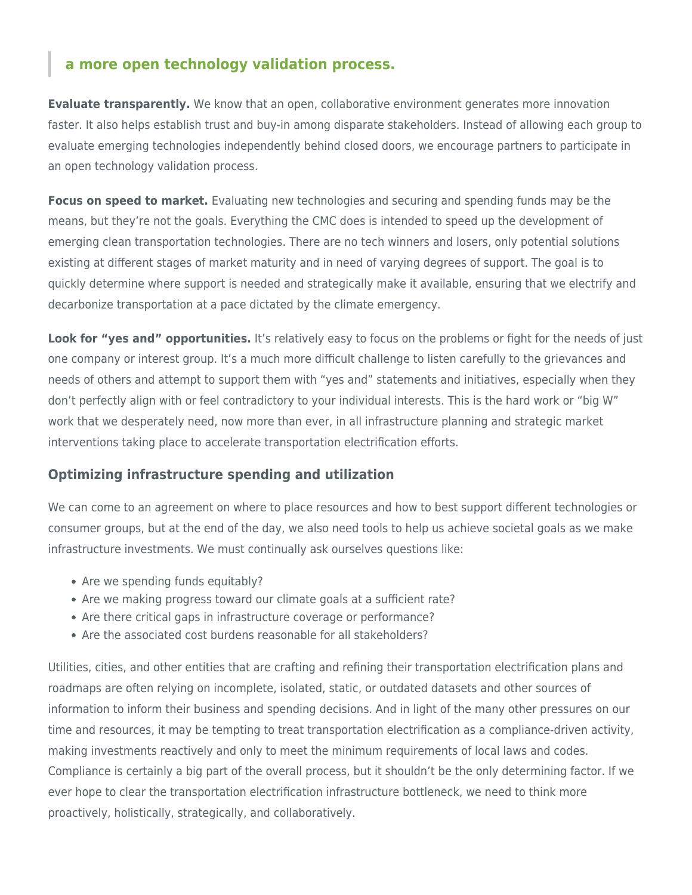> **a more open technology validation process.**

**Evaluate transparently.** We know that an open, collaborative environment generates more innovation faster. It also helps establish trust and buy-in among disparate stakeholders. Instead of allowing each group to evaluate emerging technologies independently behind closed doors, we encourage partners to participate in an open technology validation process.

**Focus on speed to market.** Evaluating new technologies and securing and spending funds may be the means, but they're not the goals. Everything the CMC does is intended to speed up the development of emerging clean transportation technologies. There are no tech winners and losers, only potential solutions existing at different stages of market maturity and in need of varying degrees of support. The goal is to quickly determine where support is needed and strategically make it available, ensuring that we electrify and decarbonize transportation at a pace dictated by the climate emergency.

**Look for "yes and" opportunities.** It's relatively easy to focus on the problems or fight for the needs of just one company or interest group. It's a much more difficult challenge to listen carefully to the grievances and needs of others and attempt to support them with "yes and" statements and initiatives, especially when they don't perfectly align with or feel contradictory to your individual interests. This is the hard work or "big W" work that we desperately need, now more than ever, in all infrastructure planning and strategic market interventions taking place to accelerate transportation electrification efforts.

### Optimizing infrastructure spending and utilization

We can come to an agreement on where to place resources and how to best support different technologies or consumer groups, but at the end of the day, we also need tools to help us achieve societal goals as we make infrastructure investments. We must continually ask ourselves questions like:

- Are we spending funds equitably?
- Are we making progress toward our climate goals at a sufficient rate?
- Are there critical gaps in infrastructure coverage or performance?
- Are the associated cost burdens reasonable for all stakeholders?

Utilities, cities, and other entities that are crafting and refining their transportation electrification plans and roadmaps are often relying on incomplete, isolated, static, or outdated datasets and other sources of information to inform their business and spending decisions. And in light of the many other pressures on our time and resources, it may be tempting to treat transportation electrification as a compliance-driven activity, making investments reactively and only to meet the minimum requirements of local laws and codes. Compliance is certainly a big part of the overall process, but it shouldn't be the only determining factor. If we ever hope to clear the transportation electrification infrastructure bottleneck, we need to think more proactively, holistically, strategically, and collaboratively.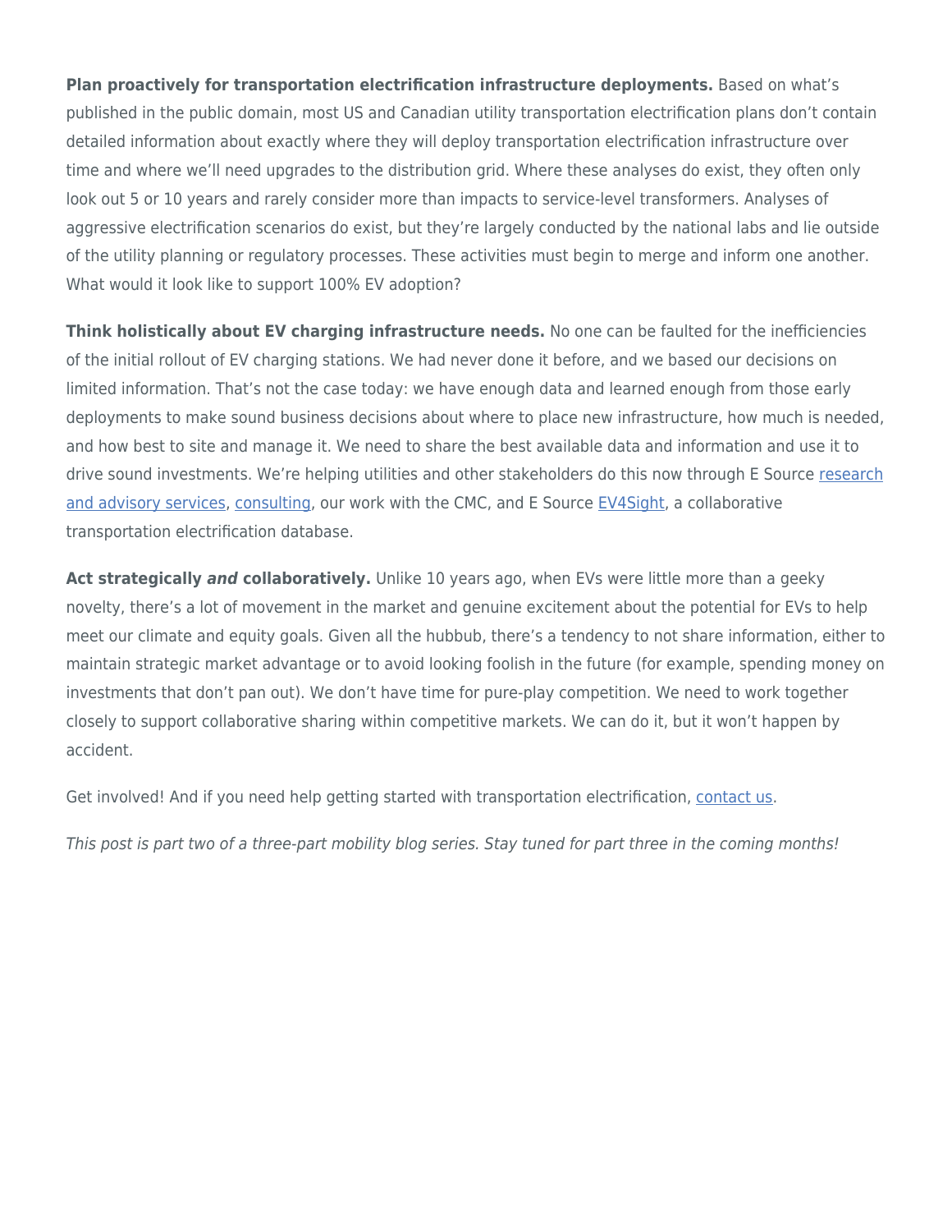**Plan proactively for transportation electrification infrastructure deployments.** Based on what's published in the public domain, most US and Canadian utility transportation electrification plans don't contain detailed information about exactly where they will deploy transportation electrification infrastructure over time and where we'll need upgrades to the distribution grid. Where these analyses do exist, they often only look out 5 or 10 years and rarely consider more than impacts to service-level transformers. Analyses of aggressive electrification scenarios do exist, but they're largely conducted by the national labs and lie outside of the utility planning or regulatory processes. These activities must begin to merge and inform one another. What would it look like to support 100% EV adoption?

**Think holistically about EV charging infrastructure needs.** No one can be faulted for the inefficiencies of the initial rollout of EV charging stations. We had never done it before, and we based our decisions on limited information. That's not the case today: we have enough data and learned enough from those early deployments to make sound business decisions about where to place new infrastructure, how much is needed, and how best to site and manage it. We need to share the best available data and information and use it to drive sound investments. We're helping utilities and other stakeholders do this now through E Source research and advisory services, consulting, our work with the CMC, and E Source EV4Sight, a collaborative transportation electrification database.

**Act strategically *and* collaboratively.** Unlike 10 years ago, when EVs were little more than a geeky novelty, there's a lot of movement in the market and genuine excitement about the potential for EVs to help meet our climate and equity goals. Given all the hubbub, there's a tendency to not share information, either to maintain strategic market advantage or to avoid looking foolish in the future (for example, spending money on investments that don't pan out). We don't have time for pure-play competition. We need to work together closely to support collaborative sharing within competitive markets. We can do it, but it won't happen by accident.

Get involved! And if you need help getting started with transportation electrification, contact us.

*This post is part two of a three-part mobility blog series. Stay tuned for part three in the coming months!*